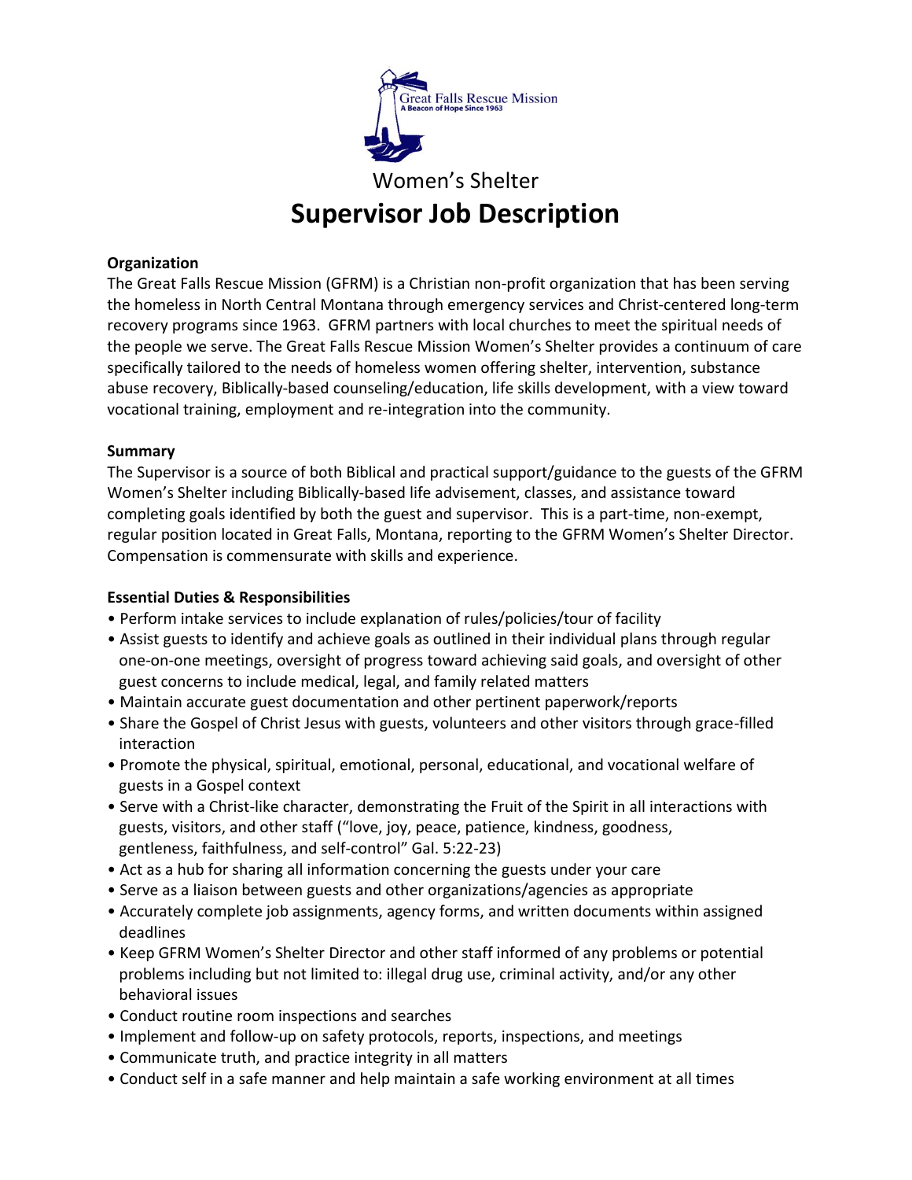Great Falls Rescue Mission
A Beacon of Hope Since 1963

Women's Shelter

# Supervisor Job Description

**Organization**

The Great Falls Rescue Mission (GFRM) is a Christian non-profit organization that has been serving the homeless in North Central Montana through emergency services and Christ-centered long-term recovery programs since 1963. GFRM partners with local churches to meet the spiritual needs of the people we serve. The Great Falls Rescue Mission Women's Shelter provides a continuum of care specifically tailored to the needs of homeless women offering shelter, intervention, substance abuse recovery, Biblically-based counseling/education, life skills development, with a view toward vocational training, employment and re-integration into the community.

**Summary**

The Supervisor is a source of both Biblical and practical support/guidance to the guests of the GFRM Women's Shelter including Biblically-based life advisement, classes, and assistance toward completing goals identified by both the guest and supervisor. This is a part-time, non-exempt, regular position located in Great Falls, Montana, reporting to the GFRM Women's Shelter Director. Compensation is commensurate with skills and experience.

**Essential Duties & Responsibilities**

- Perform intake services to include explanation of rules/policies/tour of facility
- Assist guests to identify and achieve goals as outlined in their individual plans through regular one-on-one meetings, oversight of progress toward achieving said goals, and oversight of other guest concerns to include medical, legal, and family related matters
- Maintain accurate guest documentation and other pertinent paperwork/reports
- Share the Gospel of Christ Jesus with guests, volunteers and other visitors through grace-filled interaction
- Promote the physical, spiritual, emotional, personal, educational, and vocational welfare of guests in a Gospel context
- Serve with a Christ-like character, demonstrating the Fruit of the Spirit in all interactions with guests, visitors, and other staff ("love, joy, peace, patience, kindness, goodness, gentleness, faithfulness, and self-control" Gal. 5:22-23)
- Act as a hub for sharing all information concerning the guests under your care
- Serve as a liaison between guests and other organizations/agencies as appropriate
- Accurately complete job assignments, agency forms, and written documents within assigned deadlines
- Keep GFRM Women's Shelter Director and other staff informed of any problems or potential problems including but not limited to: illegal drug use, criminal activity, and/or any other behavioral issues
- Conduct routine room inspections and searches
- Implement and follow-up on safety protocols, reports, inspections, and meetings
- Communicate truth, and practice integrity in all matters
- Conduct self in a safe manner and help maintain a safe working environment at all times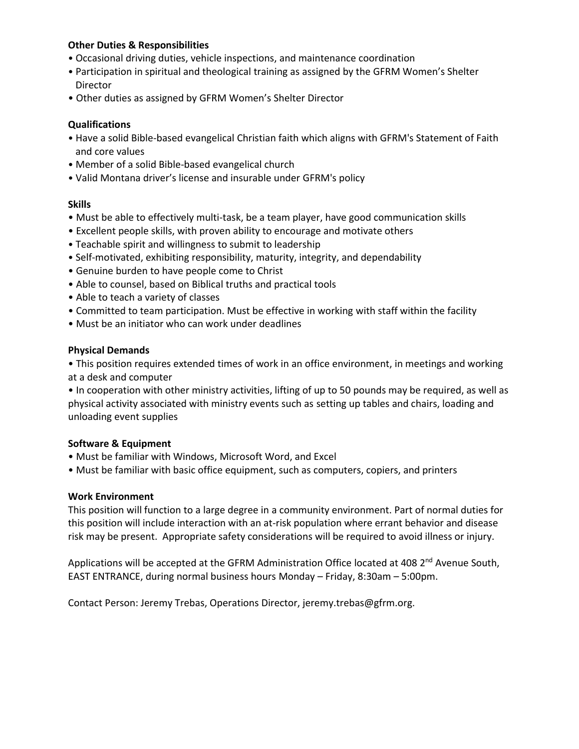**Other Duties & Responsibilities**

- Occasional driving duties, vehicle inspections, and maintenance coordination
- Participation in spiritual and theological training as assigned by the GFRM Women's Shelter Director
- Other duties as assigned by GFRM Women's Shelter Director

**Qualifications**

- Have a solid Bible-based evangelical Christian faith which aligns with GFRM's Statement of Faith and core values
- Member of a solid Bible-based evangelical church
- Valid Montana driver's license and insurable under GFRM's policy

**Skills**

- Must be able to effectively multi-task, be a team player, have good communication skills
- Excellent people skills, with proven ability to encourage and motivate others
- Teachable spirit and willingness to submit to leadership
- Self-motivated, exhibiting responsibility, maturity, integrity, and dependability
- Genuine burden to have people come to Christ
- Able to counsel, based on Biblical truths and practical tools
- Able to teach a variety of classes
- Committed to team participation. Must be effective in working with staff within the facility
- Must be an initiator who can work under deadlines

**Physical Demands**

- This position requires extended times of work in an office environment, in meetings and working at a desk and computer
- In cooperation with other ministry activities, lifting of up to 50 pounds may be required, as well as physical activity associated with ministry events such as setting up tables and chairs, loading and unloading event supplies

**Software & Equipment**

- Must be familiar with Windows, Microsoft Word, and Excel
- Must be familiar with basic office equipment, such as computers, copiers, and printers

**Work Environment**

This position will function to a large degree in a community environment. Part of normal duties for this position will include interaction with an at-risk population where errant behavior and disease risk may be present. Appropriate safety considerations will be required to avoid illness or injury.

Applications will be accepted at the GFRM Administration Office located at 408 2nd Avenue South, EAST ENTRANCE, during normal business hours Monday – Friday, 8:30am – 5:00pm.

Contact Person: Jeremy Trebas, Operations Director, jeremy.trebas@gfrm.org.